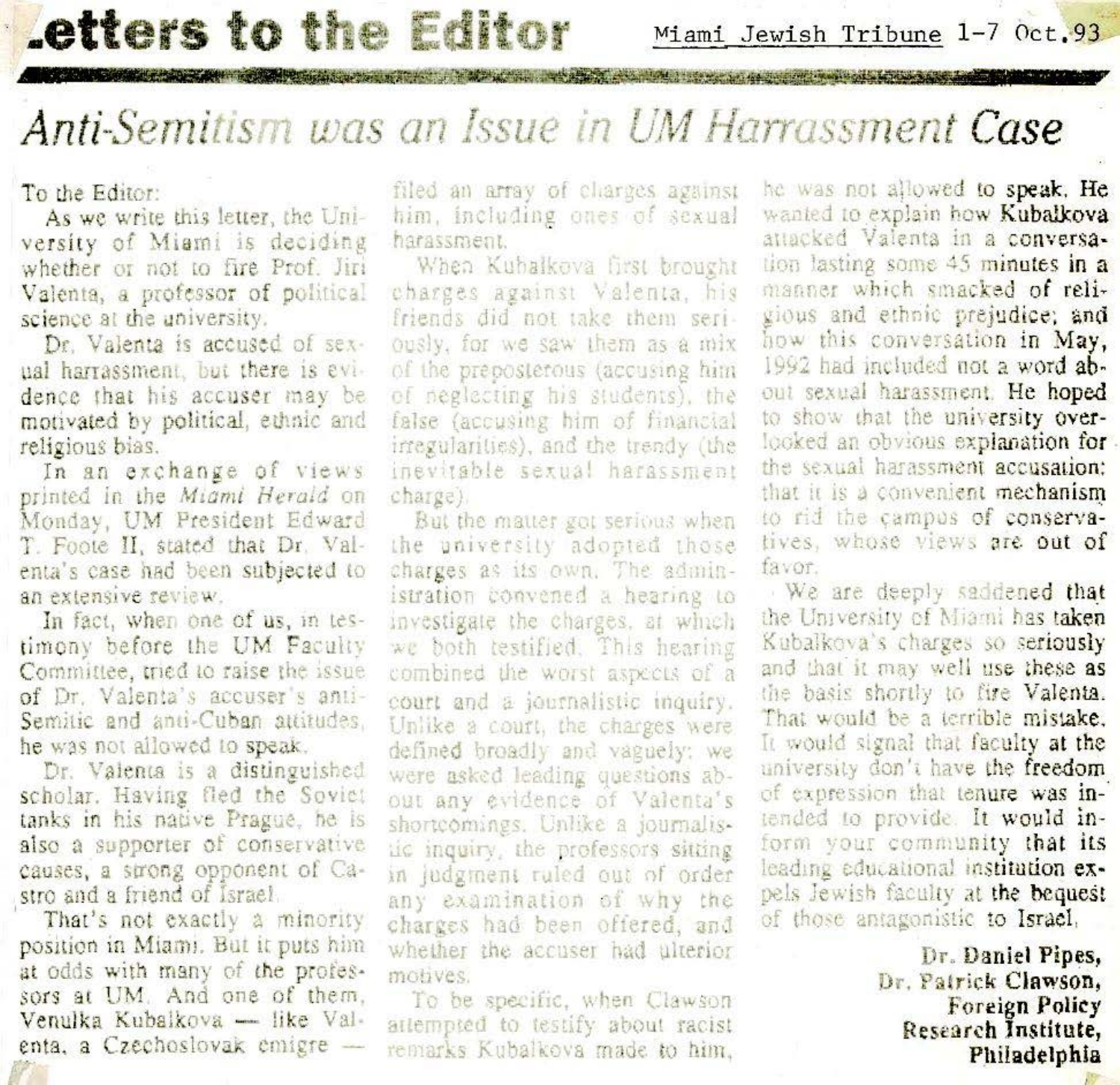# Letters to the Editor

Miami Jewish Tribune 1-7 Oct.93

## *Anti-Semitism was an Issue in UM Harrassment Case*

To the Editor:

As we write this letter, the University of Miami is deciding whether or not to fire Prof. Jiri Valenta, a professor of political science at the university.

Dr. Valenta is accused of sexual harrassment, but there is evidence that his accuser may be motivated by political, ethnic and religious bias.

In an exchange of views printed in the *Miami Herald* on Monday, UM President Edward T. Foote II, stated that Dr. Valenta's case had been subjected to an extensive review.

In fact, when one of us, in testimony before the UM Faculty Committee, tried to raise the issue of Dr. Valenta's accuser's anti-Semitic and anti-Cuban attitudes, he was not allowed to speak.

Dr. Valenta is a distinguished scholar. Having fled the Soviet tanks in his native Prague, he is also a supporter of conservative causes, a strong opponent of Castro and a friend of Israel.

That's not exactly a minority position in Miami. But it puts him at odds with many of the professors at UM. And one of them, Venulka Kubalkova — like Valenta, a Czechoslovak emigre — filed an array of charges against him, including ones of sexual harassment.

When Kubalkova first brought charges against Valenta, his friends did not take them seriously, for we saw them as a mix of the preposterous (accusing him of neglecting his students), the false (accusing him of financial irregularities), and the trendy (the inevitable sexual harassment charge).

But the matter got serious when the university adopted those charges as its own. The administration convened a hearing to investigate the charges, at which we both testified. This hearing combined the worst aspects of a court and a journalistic inquiry. Unlike a court, the charges were defined broadly and vaguely; we were asked leading questions about any evidence of Valenta's shortcomings. Unlike a journalistic inquiry, the professors sitting in judgment ruled out of order any examination of why the charges had been offered, and whether the accuser had ulterior motives.

To be specific, when Clawson attempted to testify about racist remarks Kubalkova made to him, he was not allowed to speak. He wanted to explain how Kubalkova attacked Valenta in a conversation lasting some 45 minutes in a manner which smacked of religious and ethnic prejudice; and how this conversation in May, 1992 had included not a word about sexual harassment. He hoped to show that the university overlooked an obvious explanation for the sexual harassment accusation: that it is a convenient mechanism to rid the campus of conservatives, whose views are out of favor.

We are deeply saddened that the University of Miami has taken Kubalkova's charges so seriously and that it may well use these as the basis shortly to fire Valenta. That would be a terrible mistake. It would signal that faculty at the university don't have the freedom of expression that tenure was intended to provide. It would inform your community that its leading educational institution expels Jewish faculty at the bequest of those antagonistic to Israel.

**Dr. Daniel Pipes,**
**Dr. Patrick Clawson,**
**Foreign Policy Research Institute,**
**Philadelphia**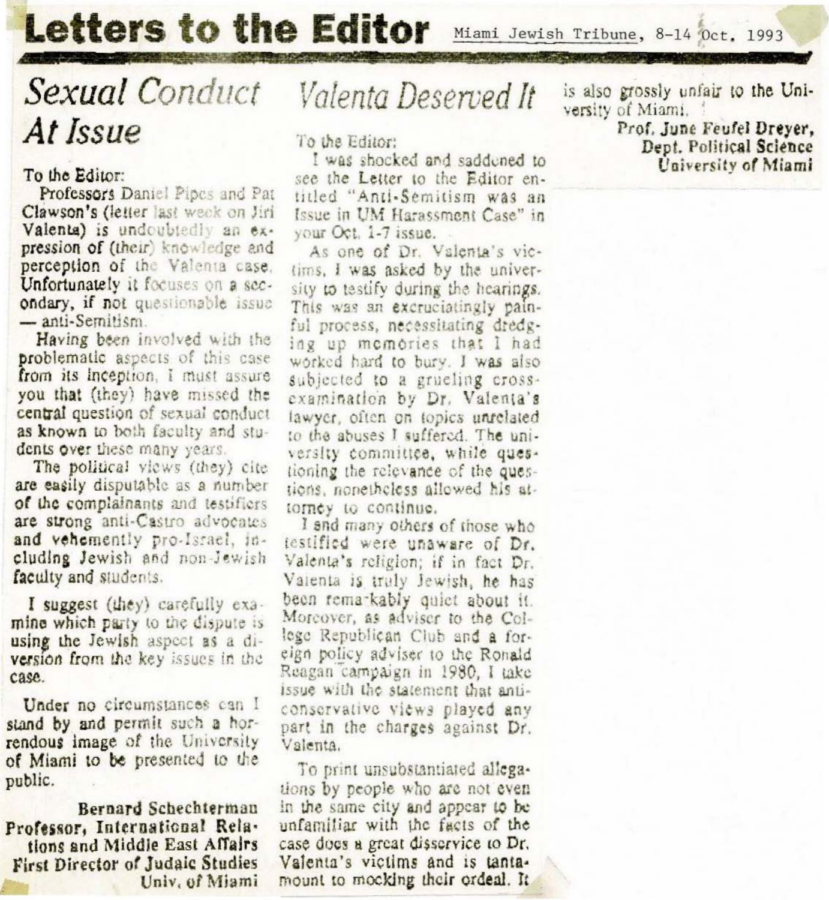# Letters to the Editor

Miami Jewish Tribune, 8-14 Oct. 1993

## *Sexual Conduct At Issue*

To the Editor:

Professors Daniel Pipes and Pat Clawson's (letter last week on Jiri Valenta) is undoubtedly an expression of (their) knowledge and perception of the Valenta case. Unfortunately it focuses on a secondary, if not questionable issue — anti-Semitism.

Having been involved with the problematic aspects of this case from its inception, I must assure you that (they) have missed the central question of sexual conduct as known to both faculty and students over these many years.

The political views (they) cite are easily disputable as a number of the complainants and testifiers are strong anti-Castro advocates and vehemently pro-Israel, including Jewish and non-Jewish faculty and students.

I suggest (they) carefully examine which party to the dispute is using the Jewish aspect as a diversion from the key issues in the case.

Under no circumstances can I stand by and permit such a horrendous image of the University of Miami to be presented to the public.

**Bernard Schechterman**
**Professor, International Relations and Middle East Affairs**
**First Director of Judaic Studies**
**Univ. of Miami**

## *Valenta Deserved It*

To the Editor:

I was shocked and saddened to see the Letter to the Editor entitled "Anti-Semitism was an Issue in UM Harassment Case" in your Oct. 1-7 issue.

As one of Dr. Valenta's victims, I was asked by the university to testify during the hearings. This was an excruciatingly painful process, necessitating dredging up memories that I had worked hard to bury. I was also subjected to a grueling cross-examination by Dr. Valenta's lawyer, often on topics unrelated to the abuses I suffered. The university committee, while questioning the relevance of the questions, nonetheless allowed his attorney to continue.

I and many others of those who testified were unaware of Dr. Valenta's religion; if in fact Dr. Valenta is truly Jewish, he has been remarkably quiet about it. Moreover, as adviser to the College Republican Club and a foreign policy adviser to the Ronald Reagan campaign in 1980, I take issue with the statement that anti-conservative views played any part in the charges against Dr. Valenta.

To print unsubstantiated allegations by people who are not even in the same city and appear to be unfamiliar with the facts of the case does a great disservice to Dr. Valenta's victims and is tantamount to mocking their ordeal. It is also grossly unfair to the University of Miami.

**Prof. June Feufel Dreyer,**
**Dept. Political Science**
**University of Miami**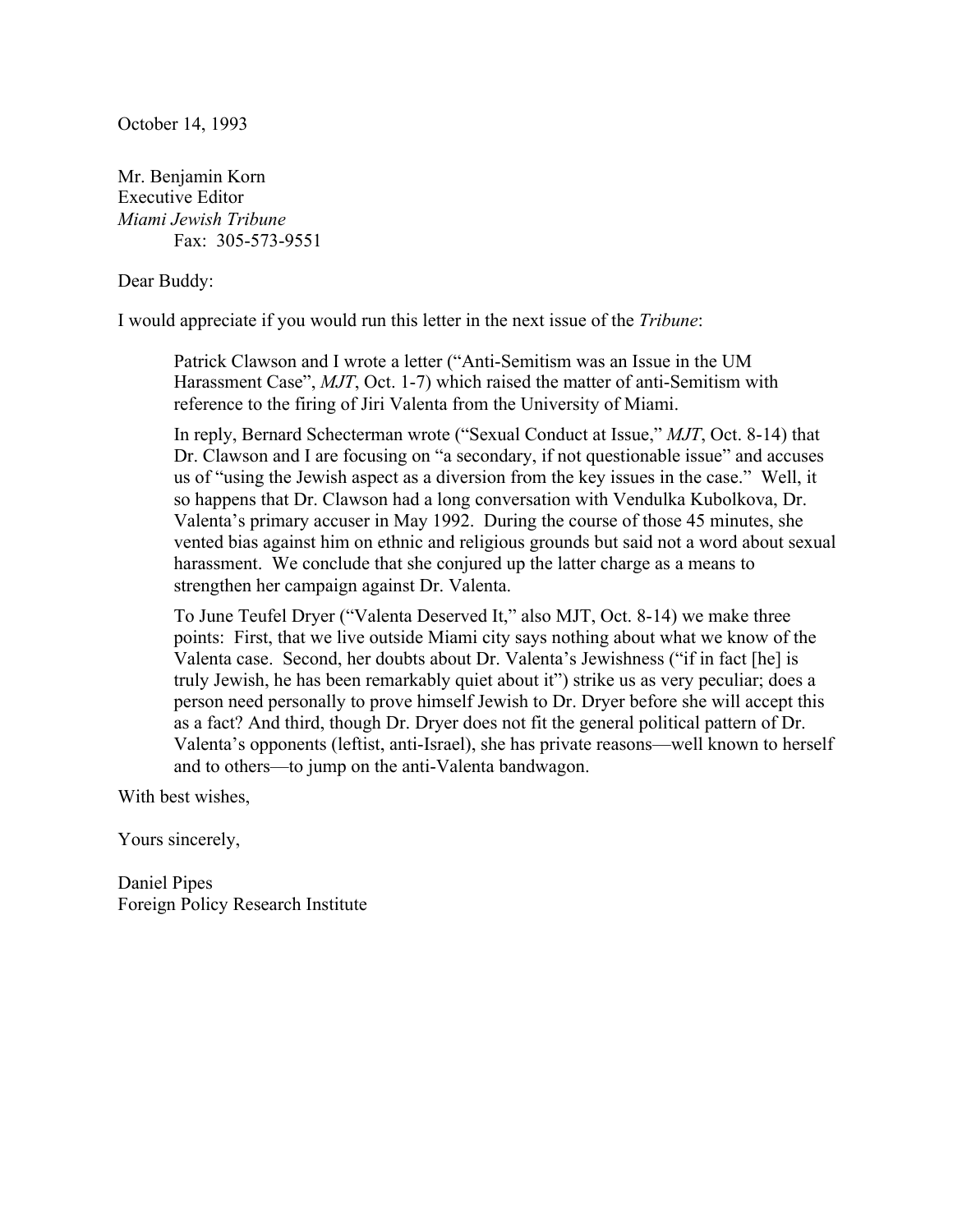October 14, 1993

Mr. Benjamin Korn  
Executive Editor  
*Miami Jewish Tribune*  
Fax: 305-573-9551

Dear Buddy:

I would appreciate if you would run this letter in the next issue of the *Tribune*:

> Patrick Clawson and I wrote a letter ("Anti-Semitism was an Issue in the UM Harassment Case", *MJT*, Oct. 1-7) which raised the matter of anti-Semitism with reference to the firing of Jiri Valenta from the University of Miami.
>
> In reply, Bernard Schecterman wrote ("Sexual Conduct at Issue," *MJT*, Oct. 8-14) that Dr. Clawson and I are focusing on "a secondary, if not questionable issue" and accuses us of "using the Jewish aspect as a diversion from the key issues in the case." Well, it so happens that Dr. Clawson had a long conversation with Vendulka Kubolkova, Dr. Valenta's primary accuser in May 1992. During the course of those 45 minutes, she vented bias against him on ethnic and religious grounds but said not a word about sexual harassment. We conclude that she conjured up the latter charge as a means to strengthen her campaign against Dr. Valenta.
>
> To June Teufel Dryer ("Valenta Deserved It," also MJT, Oct. 8-14) we make three points: First, that we live outside Miami city says nothing about what we know of the Valenta case. Second, her doubts about Dr. Valenta's Jewishness ("if in fact [he] is truly Jewish, he has been remarkably quiet about it") strike us as very peculiar; does a person need personally to prove himself Jewish to Dr. Dryer before she will accept this as a fact? And third, though Dr. Dryer does not fit the general political pattern of Dr. Valenta's opponents (leftist, anti-Israel), she has private reasons—well known to herself and to others—to jump on the anti-Valenta bandwagon.

With best wishes,

Yours sincerely,

Daniel Pipes  
Foreign Policy Research Institute